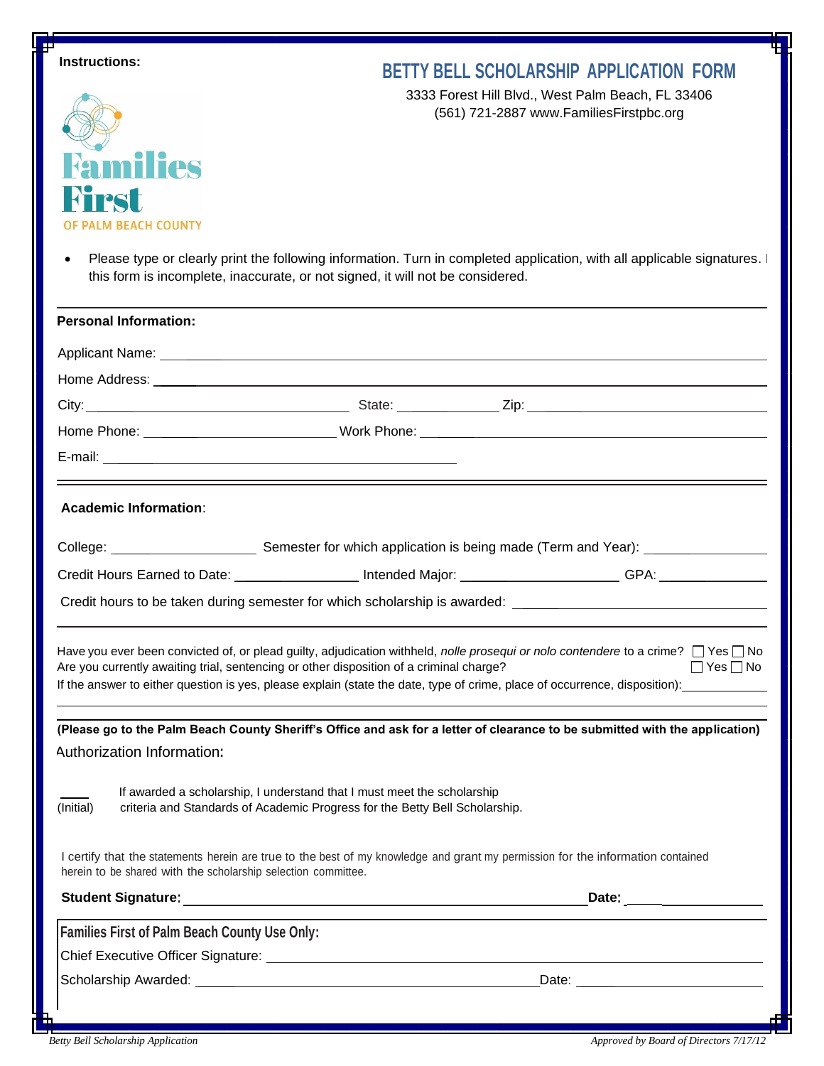**Instructions:**

# BETTY BELL SCHOLARSHIP APPLICATION FORM

3333 Forest Hill Blvd., West Palm Beach, FL 33406
(561) 721-2887 www.FamiliesFirstpbc.org

Families First
OF PALM BEACH COUNTY

- Please type or clearly print the following information. Turn in completed application, with all applicable signatures. I this form is incomplete, inaccurate, or not signed, it will not be considered.

---

**Personal Information:**

Applicant Name: ______________________________

Home Address: ______________________________

City: ____________________ State: __________ Zip: ____________________

Home Phone: ____________________ Work Phone: ____________________

E-mail: ______________________________

---

**Academic Information**:

College: ____________ Semester for which application is being made (Term and Year): ____________

Credit Hours Earned to Date: ____________ Intended Major: ____________ GPA: ____________

Credit hours to be taken during semester for which scholarship is awarded: ____________

---

Have you ever been convicted of, or plead guilty, adjudication withheld, *nolle prosequi or nolo contendere* to a crime? ☐ Yes ☐ No

Are you currently awaiting trial, sentencing or other disposition of a criminal charge? ☐ Yes ☐ No

If the answer to either question is yes, please explain (state the date, type of crime, place of occurrence, disposition): ____________

---

**(Please go to the Palm Beach County Sheriff's Office and ask for a letter of clearance to be submitted with the application)**

Authorization Information:

____ (Initial) If awarded a scholarship, I understand that I must meet the scholarship criteria and Standards of Academic Progress for the Betty Bell Scholarship.

I certify that the statements herein are true to the best of my knowledge and grant my permission for the information contained herein to be shared with the scholarship selection committee.

**Student Signature:** ______________________________ **Date:** ____________

---

**Families First of Palm Beach County Use Only:**

Chief Executive Officer Signature: ______________________________

Scholarship Awarded: ______________________________ Date: ____________

*Betty Bell Scholarship Application* *Approved by Board of Directors 7/17/12*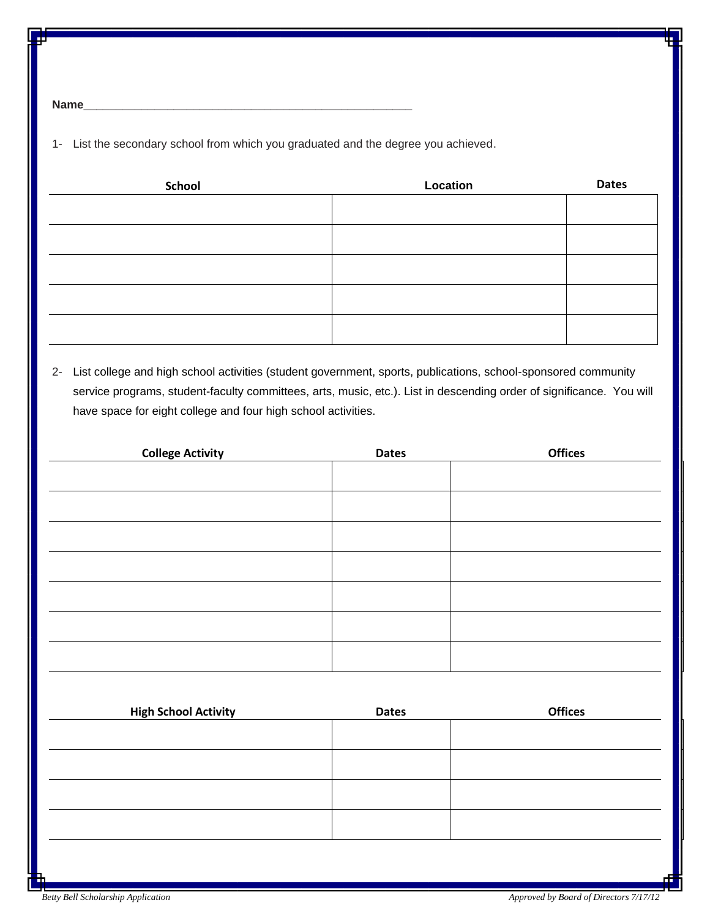Name_______________________________________________

1- List the secondary school from which you graduated and the degree you achieved.

| School | Location | Dates |
| --- | --- | --- |
| | | |
| | | |
| | | |
| | | |
| | | |

2- List college and high school activities (student government, sports, publications, school-sponsored community service programs, student-faculty committees, arts, music, etc.). List in descending order of significance. You will have space for eight college and four high school activities.

| College Activity | Dates | Offices |
| --- | --- | --- |
| | | |
| | | |
| | | |
| | | |
| | | |
| | | |
| | | |

| High School Activity | Dates | Offices |
| --- | --- | --- |
| | | |
| | | |
| | | |
| | | |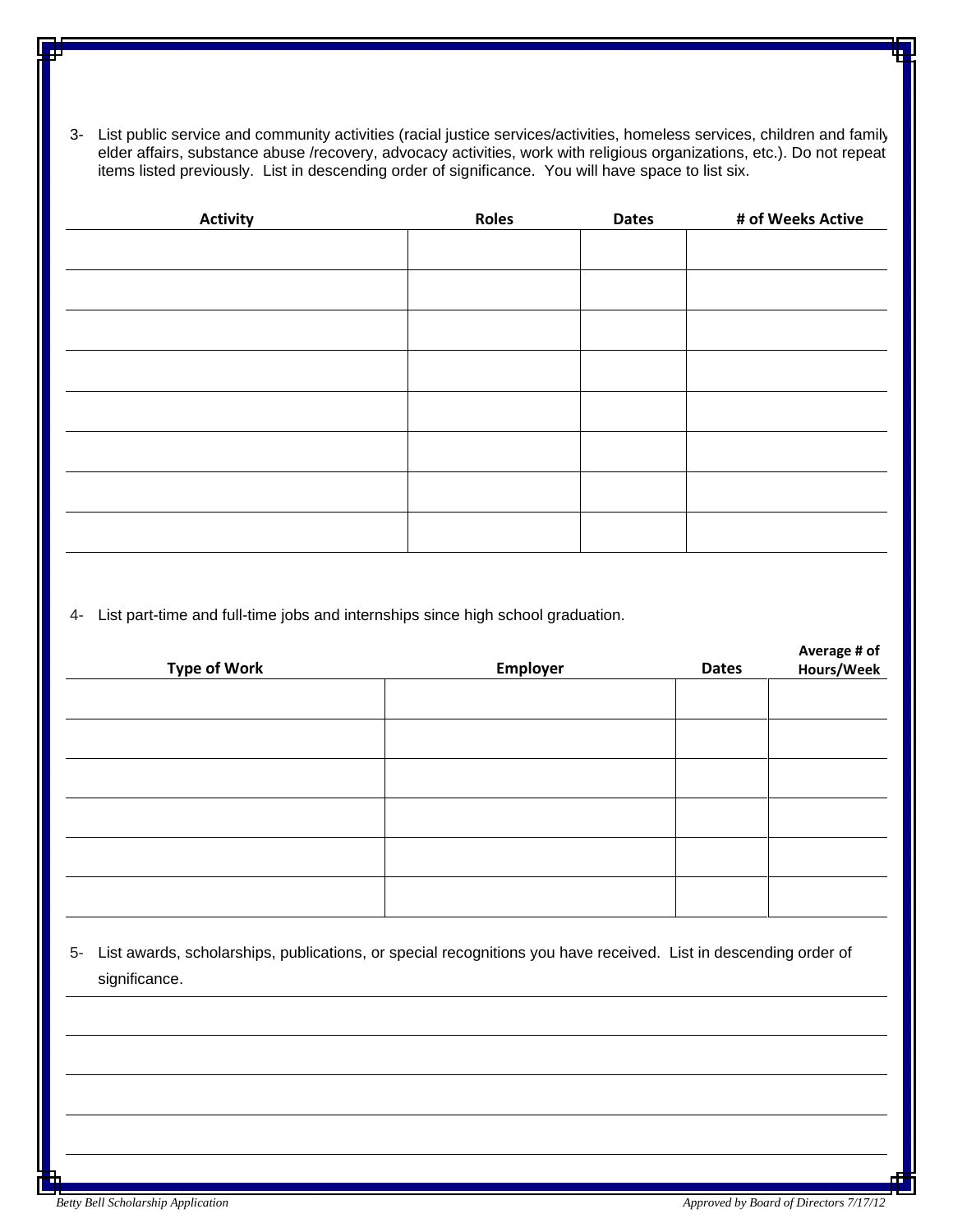3- List public service and community activities (racial justice services/activities, homeless services, children and family elder affairs, substance abuse /recovery, advocacy activities, work with religious organizations, etc.). Do not repeat items listed previously. List in descending order of significance. You will have space to list six.

| Activity | Roles | Dates | # of Weeks Active |
|---|---|---|---|
| | | | |
| | | | |
| | | | |
| | | | |
| | | | |
| | | | |
| | | | |
| | | | |

4- List part-time and full-time jobs and internships since high school graduation.

| Type of Work | Employer | Dates | Average # of Hours/Week |
|---|---|---|---|
| | | | |
| | | | |
| | | | |
| | | | |
| | | | |
| | | | |

5- List awards, scholarships, publications, or special recognitions you have received. List in descending order of significance.

_______________________________________________

_______________________________________________

_______________________________________________

_______________________________________________

_______________________________________________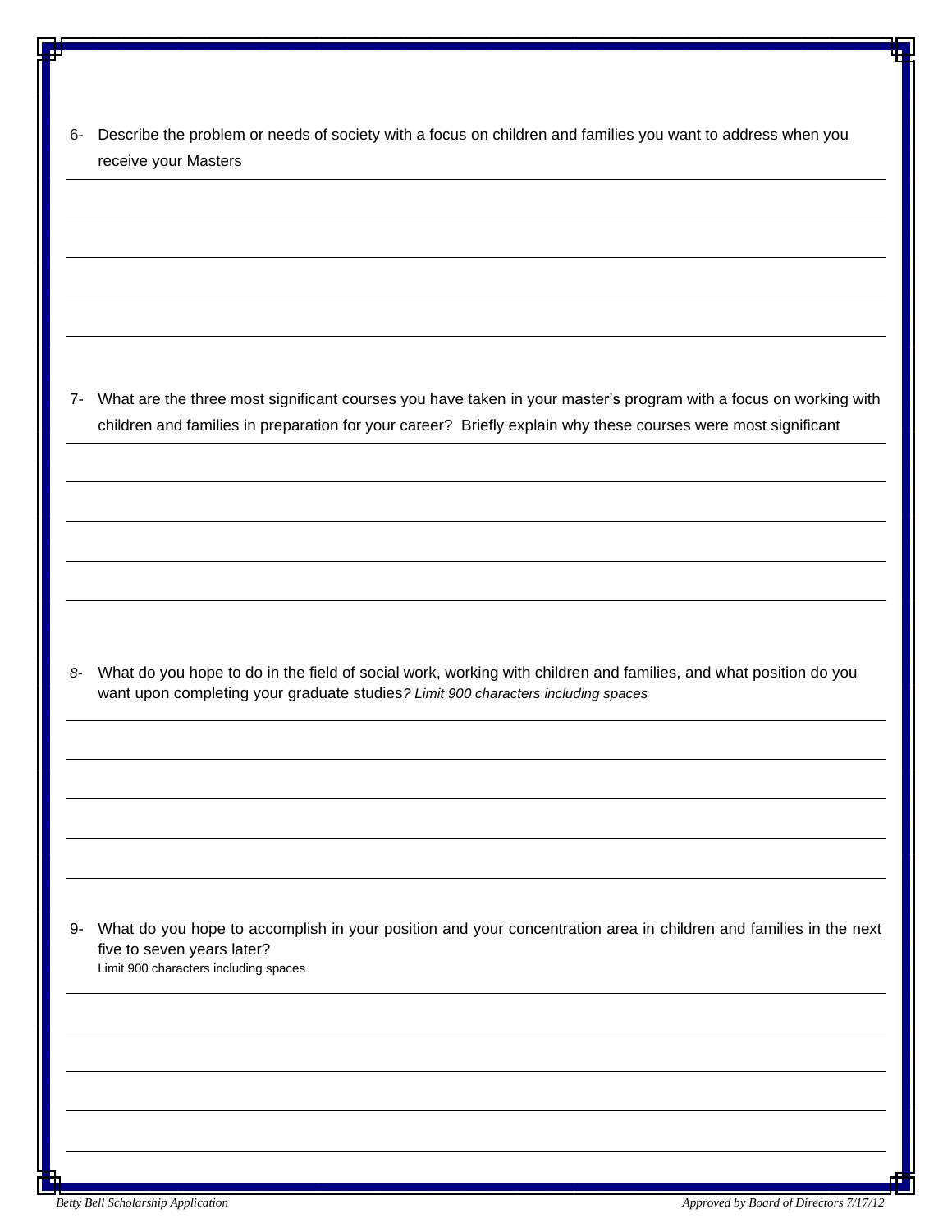6- Describe the problem or needs of society with a focus on children and families you want to address when you receive your Masters

7- What are the three most significant courses you have taken in your master's program with a focus on working with children and families in preparation for your career? Briefly explain why these courses were most significant

*8-* What do you hope to do in the field of social work, working with children and families, and what position do you want upon completing your graduate studies*? Limit 900 characters including spaces*

9- What do you hope to accomplish in your position and your concentration area in children and families in the next five to seven years later?
Limit 900 characters including spaces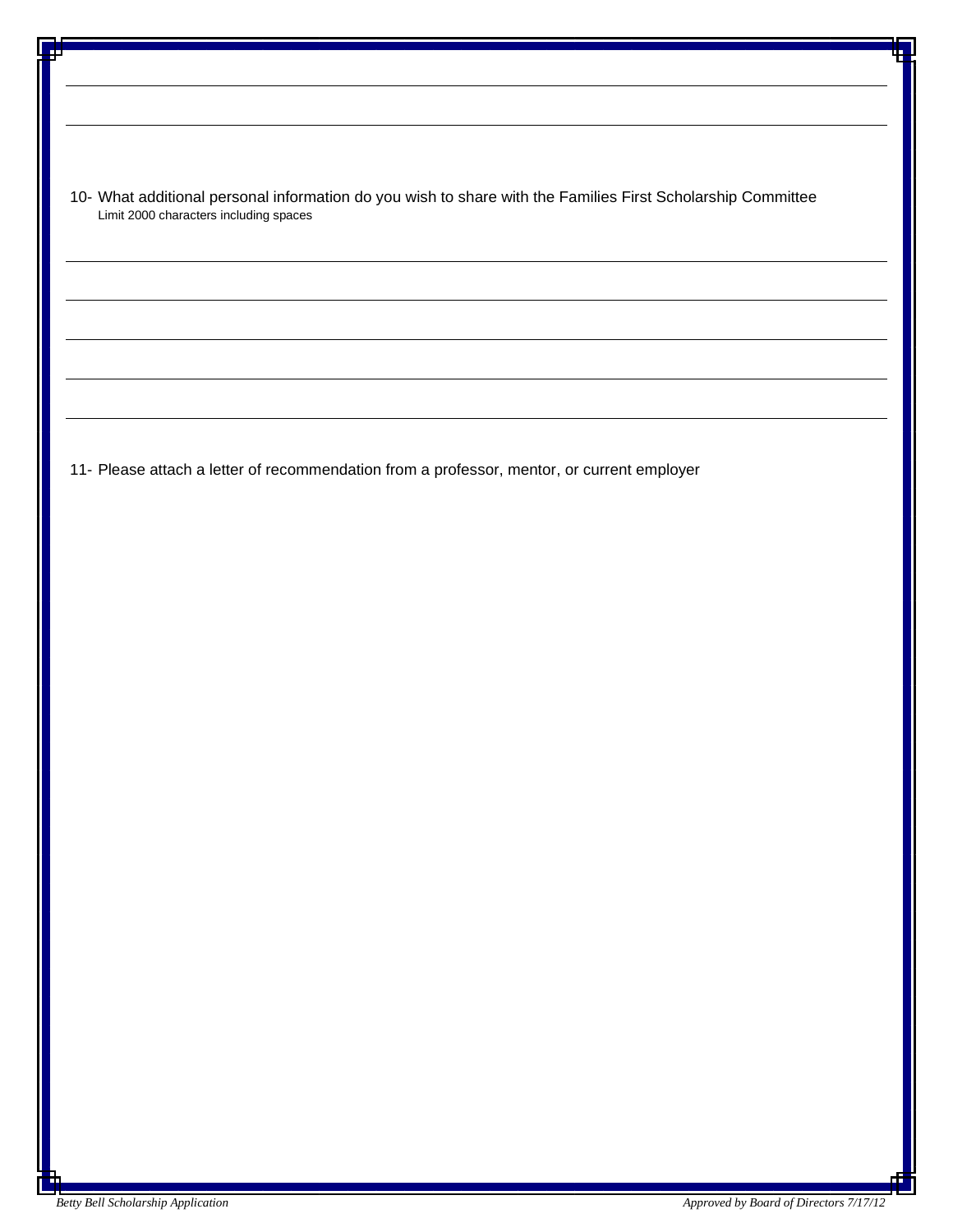10- What additional personal information do you wish to share with the Families First Scholarship Committee

Limit 2000 characters including spaces

11- Please attach a letter of recommendation from a professor, mentor, or current employer